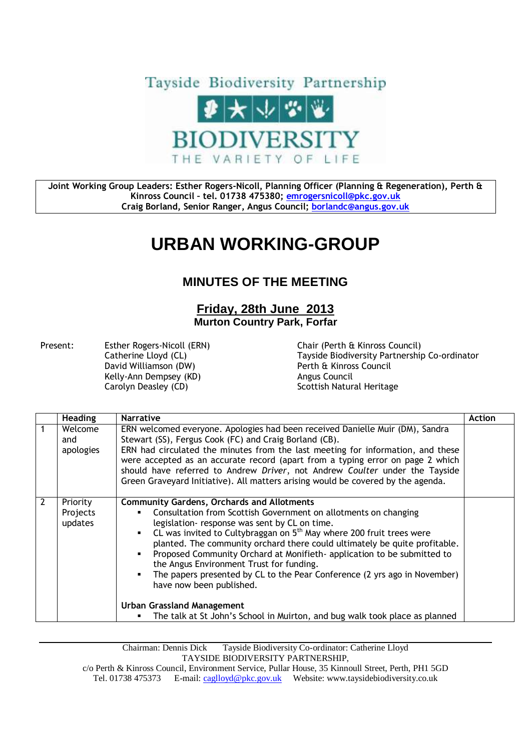Tayside Biodiversity Partnership

BIODIVERSITY

THE VARIETY OF LIFE

**Joint Working Group Leaders: Esther Rogers-Nicoll, Planning Officer (Planning & Regeneration), Perth & Kinross Council – tel. 01738 475380; emrogersnicoll@pkc.gov.uk**
**Craig Borland, Senior Ranger, Angus Council; borlandc@angus.gov.uk**

# URBAN WORKING-GROUP

## MINUTES OF THE MEETING

### Friday, 28th June 2013
**Murton Country Park, Forfar**

Present:

| | |
|---|---|
| Esther Rogers-Nicoll (ERN) | Chair (Perth & Kinross Council) |
| Catherine Lloyd (CL) | Tayside Biodiversity Partnership Co-ordinator |
| David Williamson (DW) | Perth & Kinross Council |
| Kelly-Ann Dempsey (KD) | Angus Council |
| Carolyn Deasley (CD) | Scottish Natural Heritage |

| | Heading | Narrative | Action |
|---|---|---|---|
| 1 | Welcome and apologies | ERN welcomed everyone. Apologies had been received Danielle Muir (DM), Sandra Stewart (SS), Fergus Cook (FC) and Craig Borland (CB).<br>ERN had circulated the minutes from the last meeting for information, and these were accepted as an accurate record (apart from a typing error on page 2 which should have referred to Andrew *Driver*, not Andrew *Coulter* under the Tayside Green Graveyard Initiative). All matters arising would be covered by the agenda. | |
| 2 | Priority Projects updates | **Community Gardens, Orchards and Allotments**<br>▪ Consultation from Scottish Government on allotments on changing legislation- response was sent by CL on time.<br>▪ CL was invited to Cultybraggan on 5th May where 200 fruit trees were planted. The community orchard there could ultimately be quite profitable.<br>▪ Proposed Community Orchard at Monifieth- application to be submitted to the Angus Environment Trust for funding.<br>▪ The papers presented by CL to the Pear Conference (2 yrs ago in November) have now been published.<br><br>**Urban Grassland Management**<br>▪ The talk at St John's School in Muirton, and bug walk took place as planned | |

Chairman: Dennis Dick  Tayside Biodiversity Co-ordinator: Catherine Lloyd
TAYSIDE BIODIVERSITY PARTNERSHIP,
c/o Perth & Kinross Council, Environment Service, Pullar House, 35 Kinnoull Street, Perth, PH1 5GD
Tel. 01738 475373  E-mail: caglloyd@pkc.gov.uk  Website: www.taysidebiodiversity.co.uk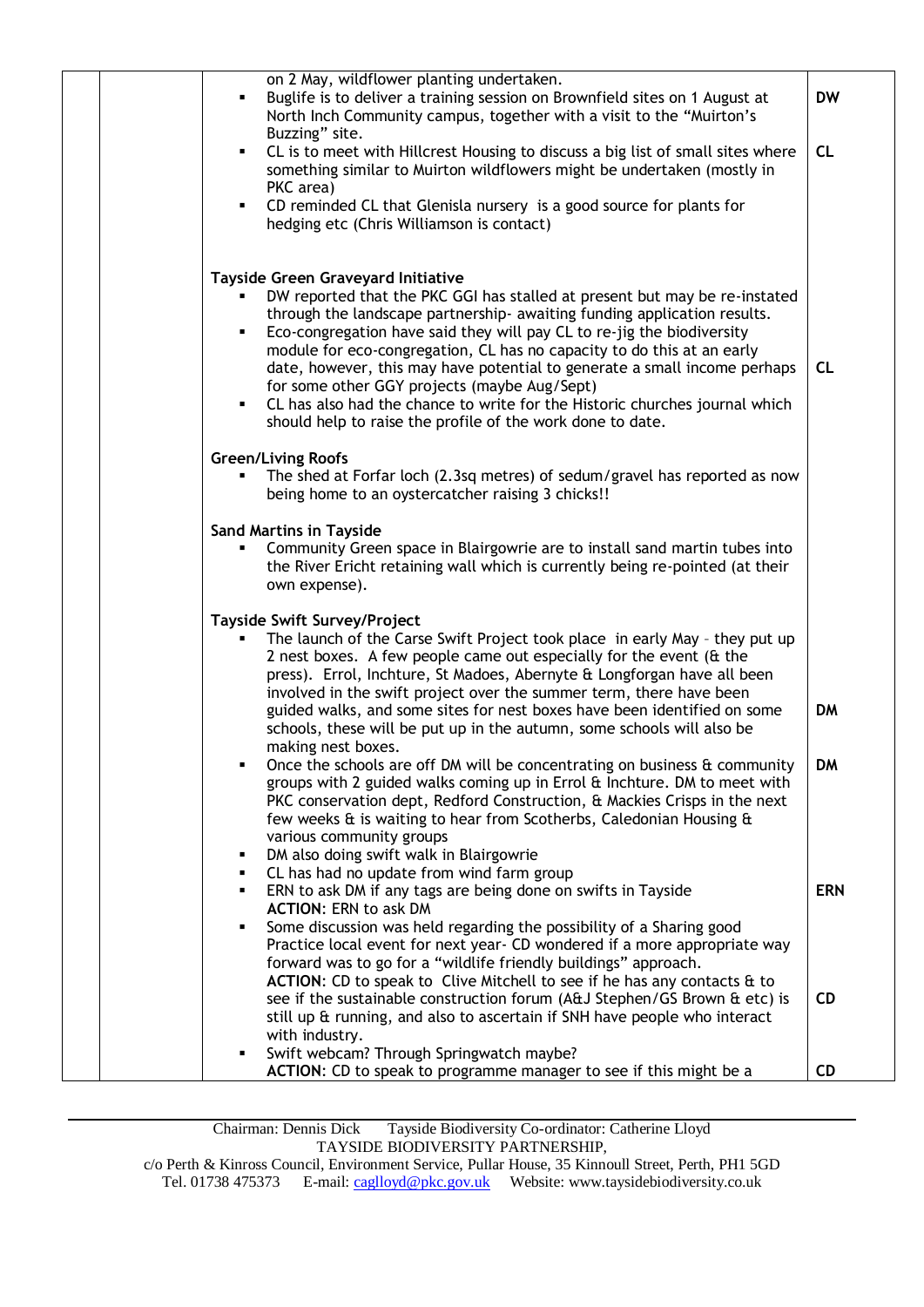| | | | |
|---|---|---|---|
| | | on 2 May, wildflower planting undertaken.<br>▪ Buglife is to deliver a training session on Brownfield sites on 1 August at North Inch Community campus, together with a visit to the "Muirton's Buzzing" site.<br>▪ CL is to meet with Hillcrest Housing to discuss a big list of small sites where something similar to Muirton wildflowers might be undertaken (mostly in PKC area)<br>▪ CD reminded CL that Glenisla nursery is a good source for plants for hedging etc (Chris Williamson is contact) | **DW**<br><br>**CL** |
| | | **Tayside Green Graveyard Initiative**<br>▪ DW reported that the PKC GGI has stalled at present but may be re-instated through the landscape partnership- awaiting funding application results.<br>▪ Eco-congregation have said they will pay CL to re-jig the biodiversity module for eco-congregation, CL has no capacity to do this at an early date, however, this may have potential to generate a small income perhaps for some other GGY projects (maybe Aug/Sept)<br>▪ CL has also had the chance to write for the Historic churches journal which should help to raise the profile of the work done to date. | **CL** |
| | | **Green/Living Roofs**<br>▪ The shed at Forfar loch (2.3sq metres) of sedum/gravel has reported as now being home to an oystercatcher raising 3 chicks!! | |
| | | **Sand Martins in Tayside**<br>▪ Community Green space in Blairgowrie are to install sand martin tubes into the River Ericht retaining wall which is currently being re-pointed (at their own expense). | |
| | | **Tayside Swift Survey/Project**<br>▪ The launch of the Carse Swift Project took place in early May - they put up 2 nest boxes. A few people came out especially for the event (& the press). Errol, Inchture, St Madoes, Abernyte & Longforgan have all been involved in the swift project over the summer term, there have been guided walks, and some sites for nest boxes have been identified on some schools, these will be put up in the autumn, some schools will also be making nest boxes.<br>▪ Once the schools are off DM will be concentrating on business & community groups with 2 guided walks coming up in Errol & Inchture. DM to meet with PKC conservation dept, Redford Construction, & Mackies Crisps in the next few weeks & is waiting to hear from Scotherbs, Caledonian Housing & various community groups<br>▪ DM also doing swift walk in Blairgowrie<br>▪ CL has had no update from wind farm group<br>▪ ERN to ask DM if any tags are being done on swifts in Tayside<br>**ACTION**: ERN to ask DM<br>▪ Some discussion was held regarding the possibility of a Sharing good Practice local event for next year- CD wondered if a more appropriate way forward was to go for a "wildlife friendly buildings" approach.<br>**ACTION**: CD to speak to Clive Mitchell to see if he has any contacts & to see if the sustainable construction forum (A&J Stephen/GS Brown & etc) is still up & running, and also to ascertain if SNH have people who interact with industry.<br>▪ Swift webcam? Through Springwatch maybe?<br>**ACTION**: CD to speak to programme manager to see if this might be a | **DM**<br><br>**DM**<br><br>**ERN**<br><br>**CD**<br><br>**CD** |

Chairman: Dennis Dick  Tayside Biodiversity Co-ordinator: Catherine Lloyd
TAYSIDE BIODIVERSITY PARTNERSHIP,
c/o Perth & Kinross Council, Environment Service, Pullar House, 35 Kinnoull Street, Perth, PH1 5GD
Tel. 01738 475373  E-mail: caglloyd@pkc.gov.uk  Website: www.taysidebiodiversity.co.uk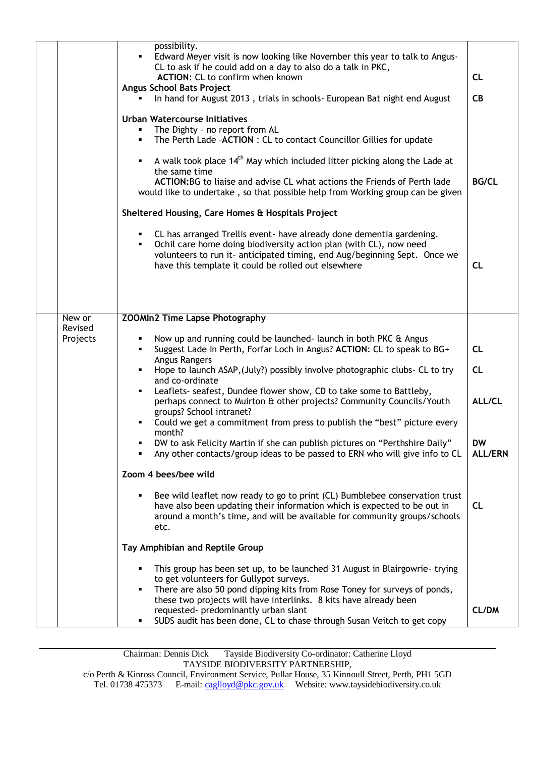| | | | |
|---|---|---|---|
| | | possibility.<br>▪ Edward Meyer visit is now looking like November this year to talk to Angus- CL to ask if he could add on a day to also do a talk in PKC,<br>**ACTION**: CL to confirm when known<br>**Angus School Bats Project**<br>▪ In hand for August 2013 , trials in schools- European Bat night end August<br><br>**Urban Watercourse Initiatives**<br>▪ The Dighty – no report from AL<br>▪ The Perth Lade –**ACTION** : CL to contact Councillor Gillies for update<br><br>▪ A walk took place 14th May which included litter picking along the Lade at the same time<br>**ACTION:**BG to liaise and advise CL what actions the Friends of Perth lade would like to undertake , so that possible help from Working group can be given<br><br>**Sheltered Housing, Care Homes & Hospitals Project**<br><br>▪ CL has arranged Trellis event- have already done dementia gardening.<br>▪ Ochil care home doing biodiversity action plan (with CL), now need volunteers to run it- anticipated timing, end Aug/beginning Sept. Once we have this template it could be rolled out elsewhere | **CL**<br><br>**CB**<br><br><br><br><br><br>**BG/CL**<br><br><br><br><br>**CL** |
| | New or Revised Projects | **ZOOMIn2 Time Lapse Photography**<br><br>▪ Now up and running could be launched- launch in both PKC & Angus<br>▪ Suggest Lade in Perth, Forfar Loch in Angus? **ACTION**: CL to speak to BG+ Angus Rangers<br>▪ Hope to launch ASAP,(July?) possibly involve photographic clubs- CL to try and co-ordinate<br>▪ Leaflets- seafest, Dundee flower show, CD to take some to Battleby, perhaps connect to Muirton & other projects? Community Councils/Youth groups? School intranet?<br>▪ Could we get a commitment from press to publish the "best" picture every month?<br>▪ DW to ask Felicity Martin if she can publish pictures on "Perthshire Daily"<br>▪ Any other contacts/group ideas to be passed to ERN who will give info to CL<br><br>**Zoom 4 bees/bee wild**<br><br>▪ Bee wild leaflet now ready to go to print (CL) Bumblebee conservation trust have also been updating their information which is expected to be out in around a month's time, and will be available for community groups/schools etc.<br><br>**Tay Amphibian and Reptile Group**<br><br>▪ This group has been set up, to be launched 31 August in Blairgowrie- trying to get volunteers for Gullypot surveys.<br>▪ There are also 50 pond dipping kits from Rose Toney for surveys of ponds, these two projects will have interlinks. 8 kits have already been requested- predominantly urban slant<br>▪ SUDS audit has been done, CL to chase through Susan Veitch to get copy | <br><br><br>**CL**<br><br>**CL**<br><br>**ALL/CL**<br><br><br>**DW**<br>**ALL/ERN**<br><br><br>**CL**<br><br><br><br><br><br><br>**CL/DM** |

Chairman: Dennis Dick Tayside Biodiversity Co-ordinator: Catherine Lloyd
TAYSIDE BIODIVERSITY PARTNERSHIP,
c/o Perth & Kinross Council, Environment Service, Pullar House, 35 Kinnoull Street, Perth, PH1 5GD
Tel. 01738 475373 E-mail: caglloyd@pkc.gov.uk Website: www.taysidebiodiversity.co.uk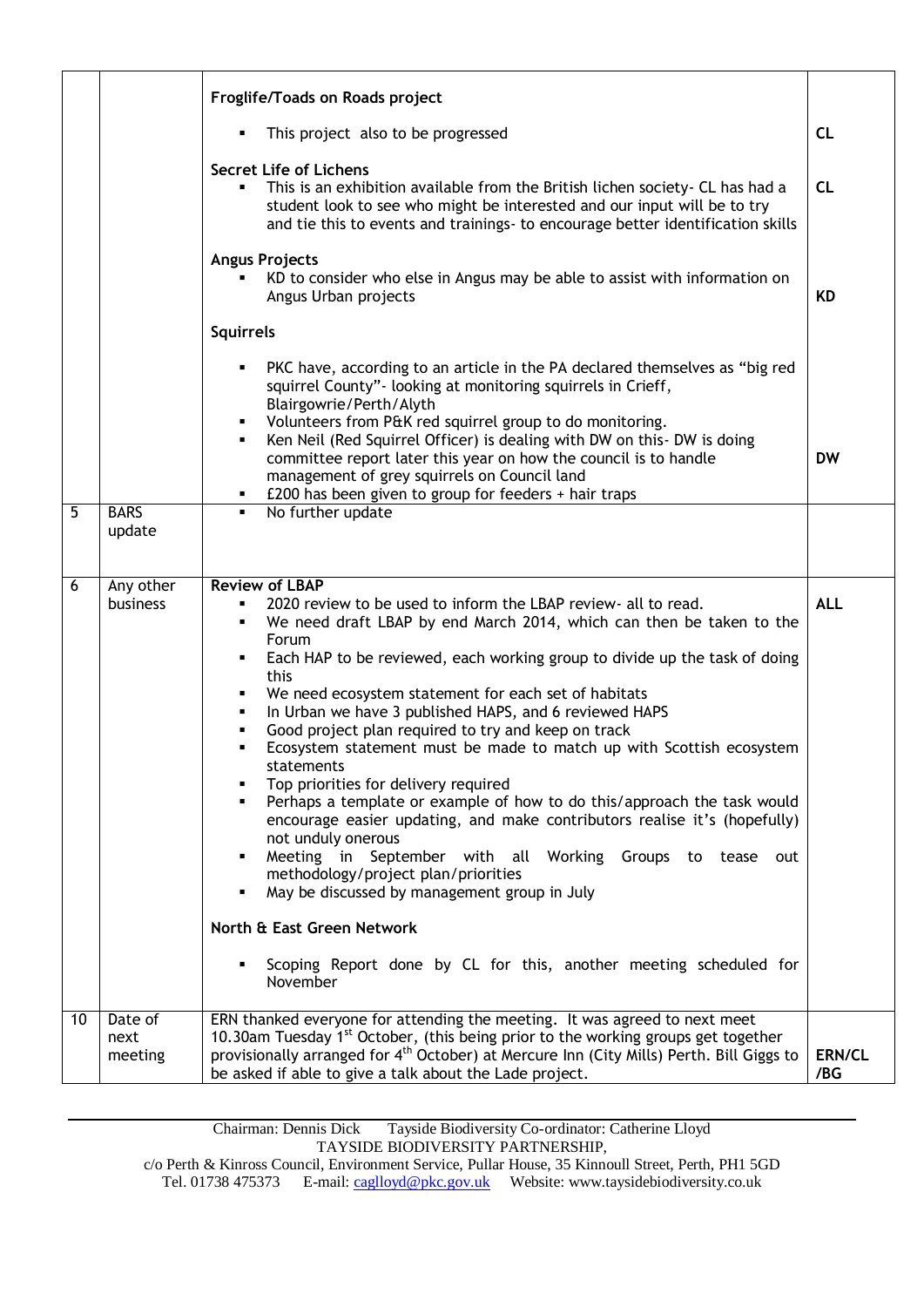| | | | |
|---|---|---|---|
| | | **Froglife/Toads on Roads project**<br><br>▪ This project also to be progressed | **CL** |
| | | **Secret Life of Lichens**<br>▪ This is an exhibition available from the British lichen society- CL has had a student look to see who might be interested and our input will be to try and tie this to events and trainings- to encourage better identification skills | **CL** |
| | | **Angus Projects**<br>▪ KD to consider who else in Angus may be able to assist with information on Angus Urban projects | **KD** |
| | | **Squirrels**<br><br>▪ PKC have, according to an article in the PA declared themselves as "big red squirrel County"- looking at monitoring squirrels in Crieff, Blairgowrie/Perth/Alyth<br>▪ Volunteers from P&K red squirrel group to do monitoring.<br>▪ Ken Neil (Red Squirrel Officer) is dealing with DW on this- DW is doing committee report later this year on how the council is to handle management of grey squirrels on Council land<br>▪ £200 has been given to group for feeders + hair traps | **DW** |
| 5 | BARS update | ▪ No further update | |
| 6 | Any other business | **Review of LBAP**<br>▪ 2020 review to be used to inform the LBAP review- all to read.<br>▪ We need draft LBAP by end March 2014, which can then be taken to the Forum<br>▪ Each HAP to be reviewed, each working group to divide up the task of doing this<br>▪ We need ecosystem statement for each set of habitats<br>▪ In Urban we have 3 published HAPS, and 6 reviewed HAPS<br>▪ Good project plan required to try and keep on track<br>▪ Ecosystem statement must be made to match up with Scottish ecosystem statements<br>▪ Top priorities for delivery required<br>▪ Perhaps a template or example of how to do this/approach the task would encourage easier updating, and make contributors realise it's (hopefully) not unduly onerous<br>▪ Meeting in September with all Working Groups to tease out methodology/project plan/priorities<br>▪ May be discussed by management group in July<br><br>**North & East Green Network**<br><br>▪ Scoping Report done by CL for this, another meeting scheduled for November | **ALL** |
| 10 | Date of next meeting | ERN thanked everyone for attending the meeting. It was agreed to next meet 10.30am Tuesday 1st October, (this being prior to the working groups get together provisionally arranged for 4th October) at Mercure Inn (City Mills) Perth. Bill Giggs to be asked if able to give a talk about the Lade project. | **ERN/CL /BG** |

Chairman: Dennis Dick Tayside Biodiversity Co-ordinator: Catherine Lloyd
TAYSIDE BIODIVERSITY PARTNERSHIP,
c/o Perth & Kinross Council, Environment Service, Pullar House, 35 Kinnoull Street, Perth, PH1 5GD
Tel. 01738 475373 E-mail: caglloyd@pkc.gov.uk Website: www.taysidebiodiversity.co.uk